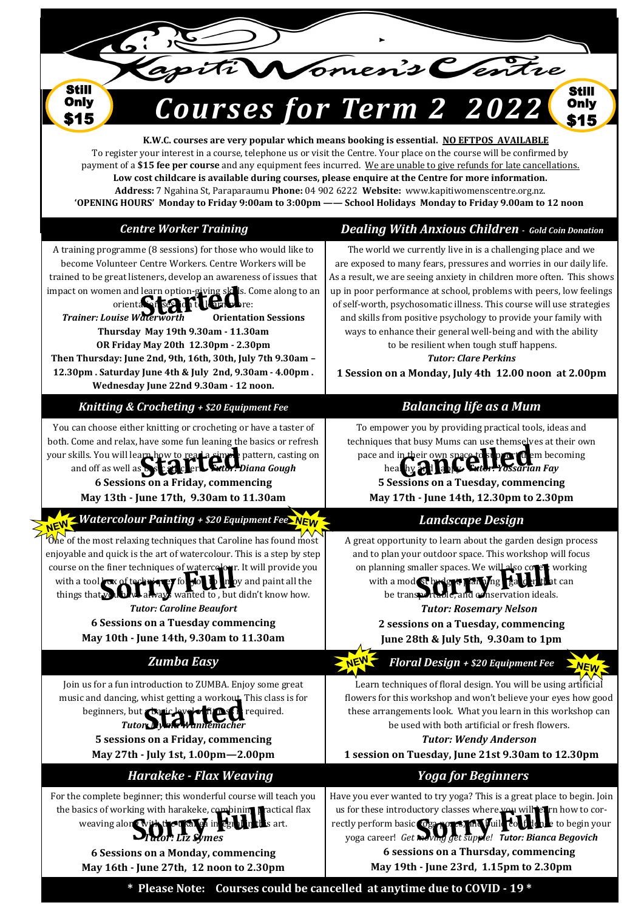# Kapiti Women's Centre

**Still Only $15**

# Courses for Term 2 2022

**Still Only $15**

**K.W.C. courses are very popular which means booking is essential. NO EFTPOS AVAILABLE**

To register your interest in a course, telephone us or visit the Centre. Your place on the course will be confirmed by payment of a **$15 fee per course** and any equipment fees incurred. We are unable to give refunds for late cancellations.

**Low cost childcare is available during courses, please enquire at the Centre for more information.**

**Address:** 7 Ngahina St, Paraparaumu **Phone:** 04 902 6222 **Website:** www.kapitiwomenscentre.org.nz.

**'OPENING HOURS' Monday to Friday 9:00am to 3:00pm —— School Holidays Monday to Friday 9.00am to 12 noon**

## Centre Worker Training

**Started**

A training programme (8 sessions) for those who would like to become Volunteer Centre Workers. Centre Workers will be trained to be great listeners, develop an awareness of issues that impact on women and learn option-giving skills. Come along to an orientation session to find out more:

***Trainer: Louise Waterworth*** **Orientation Sessions**

**Thursday May 19th 9.30am - 11.30am**

**OR Friday May 20th 12.30pm - 2.30pm**

**Then Thursday: June 2nd, 9th, 16th, 30th, July 7th 9.30am – 12.30pm . Saturday June 4th & July 2nd, 9.30am - 4.00pm .**

**Wednesday June 22nd 9.30am - 12 noon.**

## Dealing With Anxious Children - *Gold Coin Donation*

The world we currently live in is a challenging place and we are exposed to many fears, pressures and worries in our daily life. As a result, we are seeing anxiety in children more often. This shows up in poor performance at school, problems with peers, low feelings of self-worth, psychosomatic illness. This course will use strategies and skills from positive psychology to provide your family with ways to enhance their general well-being and with the ability to be resilient when tough stuff happens.

***Tutor: Clare Perkins***

**1 Session on a Monday, July 4th 12.00 noon at 2.00pm**

## Knitting & Crocheting *+ $20 Equipment Fee*

**Started**

You can choose either knitting or crocheting or have a taster of both. Come and relax, have some fun leaning the basics or refresh your skills. You will learn how to read a simple pattern, casting on and off as well as basic stitches. ***Tutor: Diana Gough***

**6 Sessions on a Friday, commencing**

**May 13th - June 17th, 9.30am to 11.30am**

## Balancing life as a Mum

**Cancelled**

To empower you by providing practical tools, ideas and techniques that busy Mums can use themselves at their own pace and in their own space to support them becoming healthy and happy. ***Tutor: Yossarian Fay***

**5 Sessions on a Tuesday, commencing**

**May 17th - June 14th, 12.30pm to 2.30pm**

## NEW Watercolour Painting *+ $20 Equipment Fee* NEW

**Sorry Full**

One of the most relaxing techniques that Caroline has found most enjoyable and quick is the art of watercolour. This is a step by step course on the finer techniques of watercolour. It will provide you with a tool box of techniques for you to enjoy and paint all the things that you have always wanted to , but didn't know how.

***Tutor: Caroline Beaufort***

**6 Sessions on a Tuesday commencing**

**May 10th - June 14th, 9.30am to 11.30am**

## Landscape Design

**Sorry Full**

A great opportunity to learn about the garden design process and to plan your outdoor space. This workshop will focus on planning smaller spaces. We will also cover working with a modest budget, planning a garden that can be transportable, and conservation ideals.

***Tutor: Rosemary Nelson***

**2 sessions on a Tuesday, commencing**

**June 28th & July 5th, 9.30am to 1pm**

## Zumba Easy

**Started**

Join us for a fun introduction to ZUMBA. Enjoy some great music and dancing, whist getting a workout. This class is for beginners, but a basic level of fitness is required.

***Tutor: Lynne Wannemacher***

**5 sessions on a Friday, commencing**

**May 27th - July 1st, 1.00pm—2.00pm**

## NEW Floral Design *+ $20 Equipment Fee* NEW

Learn techniques of floral design. You will be using artificial flowers for this workshop and won't believe your eyes how good these arrangements look. What you learn in this workshop can be used with both artificial or fresh flowers.

***Tutor: Wendy Anderson***

**1 session on Tuesday, June 21st 9.30am to 12.30pm**

## Harakeke - Flax Weaving

**Sorry Full**

For the complete beginner; this wonderful course will teach you the basics of working with harakeke, combining practical flax weaving along with the tikanga integral to this art.

***Tutor: Liz Symes***

**6 Sessions on a Monday, commencing**

**May 16th - June 27th, 12 noon to 2.30pm**

## Yoga for Beginners

**Sorry Full**

Have you ever wanted to try yoga? This is a great place to begin. Join us for these introductory classes where you will learn how to correctly perform basic yoga poses and build confidence to begin your yoga career! *Get moving get supple!* ***Tutor: Bianca Begovich***

**6 sessions on a Thursday, commencing**

**May 19th - June 23rd, 1.15pm to 2.30pm**

**\* Please Note: Courses could be cancelled at anytime due to COVID - 19 \***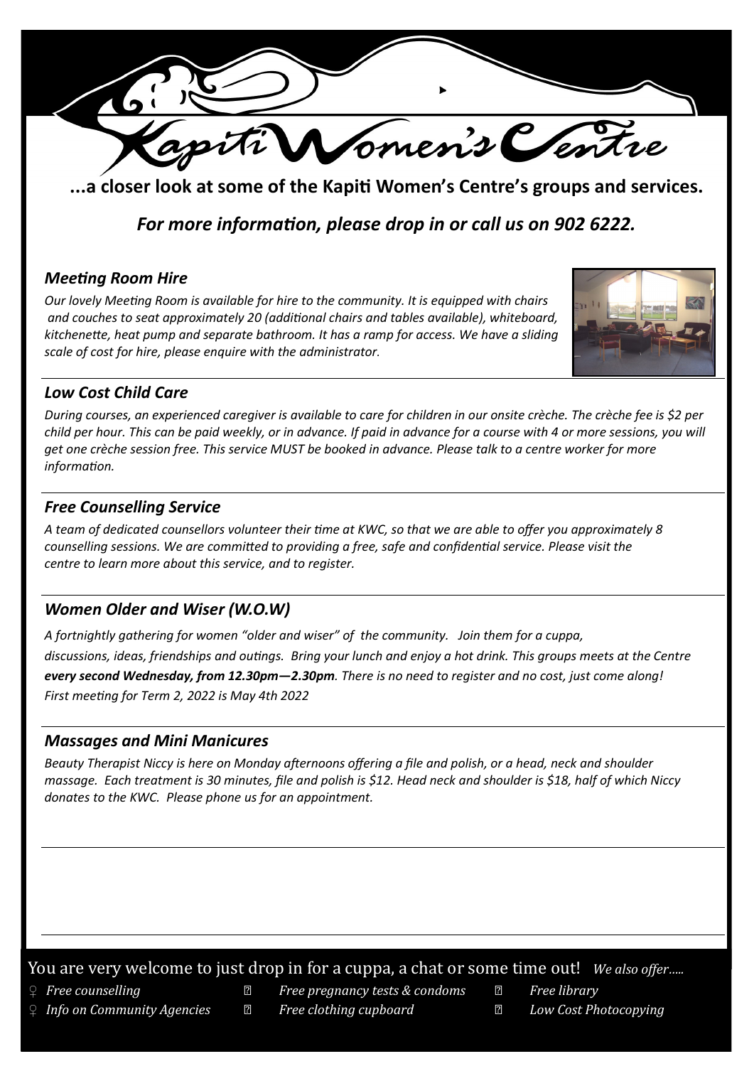# Kapiti Women's Centre

**...a closer look at some of the Kapiti Women's Centre's groups and services.**

***For more information, please drop in or call us on 902 6222.***

### *Meeting Room Hire*

*Our lovely Meeting Room is available for hire to the community. It is equipped with chairs and couches to seat approximately 20 (additional chairs and tables available), whiteboard, kitchenette, heat pump and separate bathroom. It has a ramp for access. We have a sliding scale of cost for hire, please enquire with the administrator.*

### *Low Cost Child Care*

*During courses, an experienced caregiver is available to care for children in our onsite crèche. The crèche fee is $2 per child per hour. This can be paid weekly, or in advance. If paid in advance for a course with 4 or more sessions, you will get one crèche session free. This service MUST be booked in advance. Please talk to a centre worker for more information.*

### *Free Counselling Service*

*A team of dedicated counsellors volunteer their time at KWC, so that we are able to offer you approximately 8 counselling sessions. We are committed to providing a free, safe and confidential service. Please visit the centre to learn more about this service, and to register.*

### *Women Older and Wiser (W.O.W)*

*A fortnightly gathering for women "older and wiser" of the community. Join them for a cuppa, discussions, ideas, friendships and outings. Bring your lunch and enjoy a hot drink. This groups meets at the Centre* ***every second Wednesday, from 12.30pm—2.30pm****. There is no need to register and no cost, just come along!*
*First meeting for Term 2, 2022 is May 4th 2022*

### *Massages and Mini Manicures*

*Beauty Therapist Niccy is here on Monday afternoons offering a file and polish, or a head, neck and shoulder massage. Each treatment is 30 minutes, file and polish is $12. Head neck and shoulder is $18, half of which Niccy donates to the KWC. Please phone us for an appointment.*

You are very welcome to just drop in for a cuppa, a chat or some time out! *We also offer…..*

- *Free counselling*
- *Info on Community Agencies*
- *Free pregnancy tests & condoms*
- *Free clothing cupboard*
- *Free library*
- *Low Cost Photocopying*